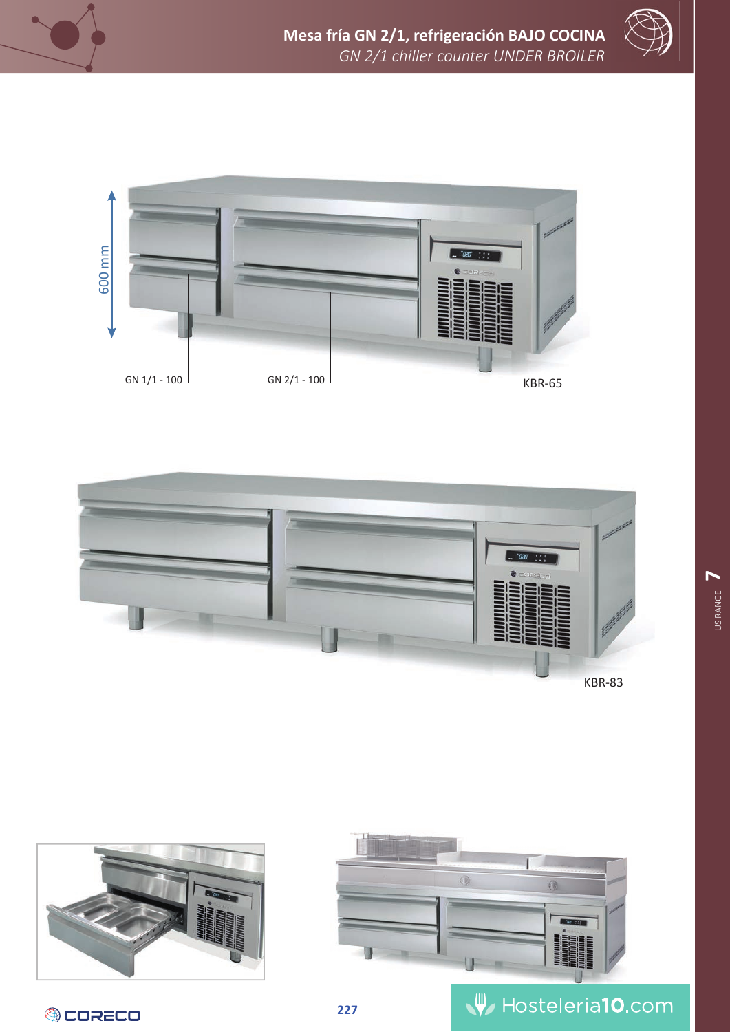# Mesa fría GN 2/1, refrigeración BAJO COCINA

*GN 2/1 chiller counter UNDER BROILER*

600 mm

GN 1/1 - 100

GN 2/1 - 100

KBR-65

KBR-83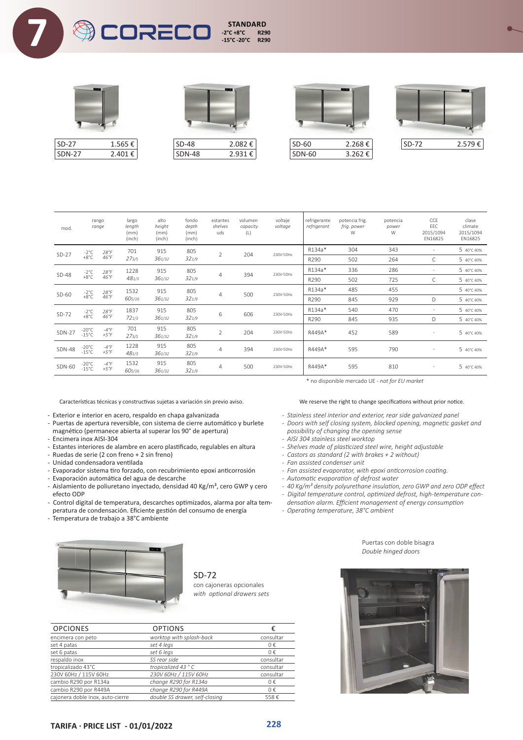# CORECO

**STANDARD**
-2°C +8°C R290
-15°C -20°C R290

| | |
|---|---|
| SD-27 | 1.565 € |
| SDN-27 | 2.401 € |

| | |
|---|---|
| SD-48 | 2.082 € |
| SDN-48 | 2.931 € |

| | |
|---|---|
| SD-60 | 2.268 € |
| SDN-60 | 3.262 € |

| | |
|---|---|
| SD-72 | 2.579 € |

| mod. | rango *range* | | largo *length* (mm) (inch) | alto *height* (mm) (inch) | fondo *depth* (mm) (inch) | estantes *shelves* uds | volumen *capacity* (L) | voltaje *voltage* | refrigerante *refrigerant* | potencia frig. *frig. power* W | potencia *power* W | CCE EEC 2015/1094 EN16825 | clase climate 2015/1094 EN16825 |
|---|---|---|---|---|---|---|---|---|---|---|---|---|---|
| SD-27 | -2°C +8°C | 28°F 46°F | 701 27 3/5 | 915 36 1/32 | 805 32 1/9 | 2 | 204 | 230V-50Hz | R134a* | 304 | 343 | - | 5 40°C 40% |
| | | | | | | | | | R290 | 502 | 264 | C | 5 40°C 40% |
| SD-48 | -2°C +8°C | 28°F 46°F | 1228 48 1/3 | 915 36 1/32 | 805 32 1/9 | 4 | 394 | 230V-50Hz | R134a* | 336 | 286 | - | 5 40°C 40% |
| | | | | | | | | | R290 | 502 | 725 | C | 5 40°C 40% |
| SD-60 | -2°C +8°C | 28°F 46°F | 1532 60 5/16 | 915 36 1/32 | 805 32 1/9 | 4 | 500 | 230V-50Hz | R134a* | 485 | 455 | | 5 40°C 40% |
| | | | | | | | | | R290 | 845 | 929 | D | 5 40°C 40% |
| SD-72 | -2°C +8°C | 28°F 46°F | 1837 72 1/3 | 915 36 1/32 | 805 32 1/9 | 6 | 606 | 230V-50Hz | R134a* | 540 | 470 | - | 5 40°C 40% |
| | | | | | | | | | R290 | 845 | 935 | D | 5 40°C 40% |
| SDN-27 | -20°C -15°C | -4°F +5°F | 701 27 3/5 | 915 36 1/32 | 805 32 1/9 | 2 | 204 | 230V-50Hz | R449A* | 452 | 589 | - | 5 40°C 40% |
| SDN-48 | -20°C -15°C | -4°F +5°F | 1228 48 1/3 | 915 36 1/32 | 805 32 1/9 | 4 | 394 | 230V-50Hz | R449A* | 595 | 790 | - | 5 40°C 40% |
| SDN-60 | -20°C -15°C | -4°F +5°F | 1532 60 5/16 | 915 36 1/32 | 805 32 1/9 | 4 | 500 | 230V-50Hz | R449A* | 595 | 810 | - | 5 40°C 40% |

\* no disponible mercado UE - *not for EU market*

Características técnicas y constructivas sujetas a variación sin previo aviso.

- Exterior e interior en acero, respaldo en chapa galvanizada
- Puertas de apertura reversible, con sistema de cierre automático y burlete magnético (permanece abierta al superar los 90° de apertura)
- Encimera inox AISI-304
- Estantes interiores de alambre en acero plastificado, regulables en altura
- Ruedas de serie (2 con freno + 2 sin freno)
- Unidad condensadora ventilada
- Evaporador sistema tiro forzado, con recubrimiento epoxi anticorrosión
- Evaporación automática del agua de descarche
- Aislamiento de poliuretano inyectado, densidad 40 Kg/m³, cero GWP y cero efecto ODP
- Control digital de temperatura, descarches optimizados, alarma por alta temperatura de condensación. Eficiente gestión del consumo de energía
- Temperatura de trabajo a 38°C ambiente

We reserve the right to change specifications without prior notice.

- *Stainless steel interior and exterior, rear side galvanized panel*
- *Doors with self closing system, blocked opening, magnetic gasket and possibility of changing the opening sense*
- *AISI 304 stainless steel worktop*
- *Shelves made of plasticized steel wire, height adjustable*
- *Castors as standard (2 with brakes + 2 without)*
- *Fan assisted condenser unit*
- *Fan assisted evaporator, with epoxi anticorrosion coating.*
- *Automatic evaporation of defrost water*
- *40 Kg/m³ density polyurethane insulation, zero GWP and zero ODP effect*
- *Digital temperature control, optimized defrost, high-temperature condensation alarm. Efficient management of energy consumption*
- *Operating temperature, 38°C ambient*

SD-72
con cajoneras opcionales
*with optional drawers sets*

Puertas con doble bisagra
*Double hinged doors*

| OPCIONES | OPTIONS | € |
|---|---|---|
| encimera con peto | *worktop with splash-back* | consultar |
| set 4 patas | *set 4 legs* | 0 € |
| set 6 patas | *set 6 legs* | 0 € |
| respaldo inox | *SS rear side* | consultar |
| tropicalizado 43°C | *tropicalized 43 °C* | consultar |
| 230V 60Hz / 115V 60Hz | *230V 60Hz / 115V 60Hz* | consultar |
| cambio R290 por R134a | *change R290 for R134a* | 0 € |
| cambio R290 por R449A | *change R290 for R449A* | 0 € |
| cajonera doble inox, auto-cierre | *double SS drawer, self-closing* | 558 € |

**TARIFA · PRICE LIST - 01/01/2022**